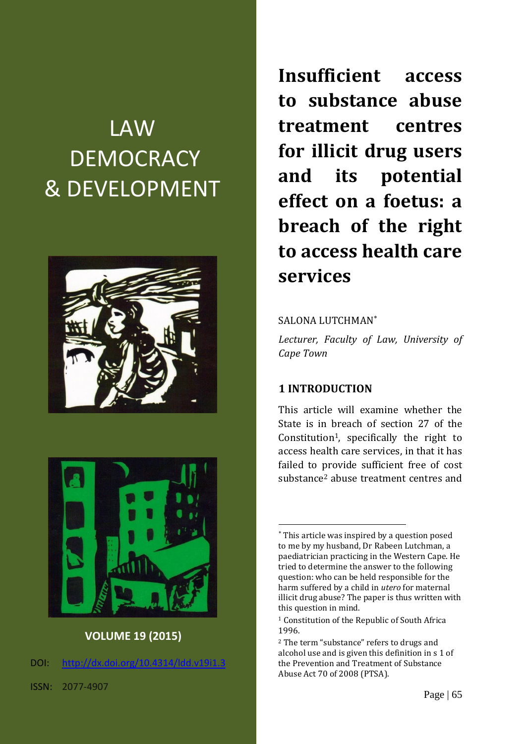LAW DEMOCRACY & DEVELOPMENT

**VOLUME 19 (2015)**

DOI: http://dx.doi.org/10.4314/ldd.v19i1.3

ISSN: 2077-4907

# Insufficient access to substance abuse treatment centres for illicit drug users and its potential effect on a foetus: a breach of the right to access health care services

SALONA LUTCHMAN*

*Lecturer, Faculty of Law, University of Cape Town*

## 1 INTRODUCTION

This article will examine whether the State is in breach of section 27 of the Constitution[1], specifically the right to access health care services, in that it has failed to provide sufficient free of cost substance[2] abuse treatment centres and

---

* This article was inspired by a question posed to me by my husband, Dr Rabeen Lutchman, a paediatrician practicing in the Western Cape. He tried to determine the answer to the following question: who can be held responsible for the harm suffered by a child in *utero* for maternal illicit drug abuse? The paper is thus written with this question in mind.

[1] Constitution of the Republic of South Africa 1996.

[2] The term "substance" refers to drugs and alcohol use and is given this definition in s 1 of the Prevention and Treatment of Substance Abuse Act 70 of 2008 (PTSA).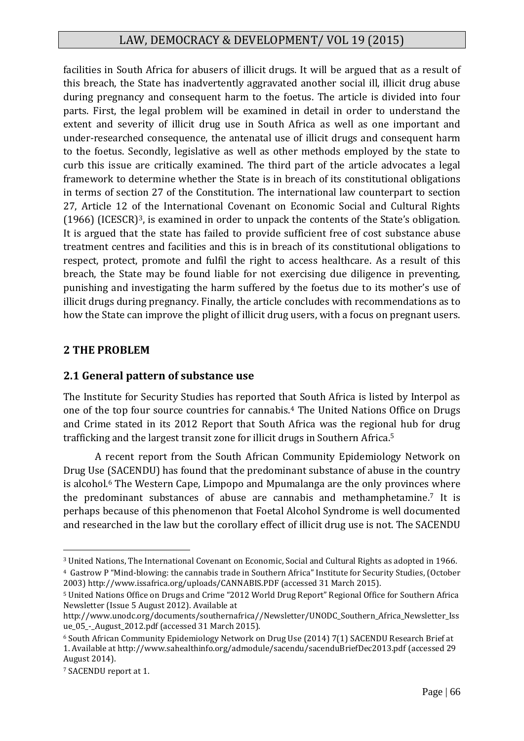facilities in South Africa for abusers of illicit drugs. It will be argued that as a result of this breach, the State has inadvertently aggravated another social ill, illicit drug abuse during pregnancy and consequent harm to the foetus. The article is divided into four parts. First, the legal problem will be examined in detail in order to understand the extent and severity of illicit drug use in South Africa as well as one important and under-researched consequence, the antenatal use of illicit drugs and consequent harm to the foetus. Secondly, legislative as well as other methods employed by the state to curb this issue are critically examined. The third part of the article advocates a legal framework to determine whether the State is in breach of its constitutional obligations in terms of section 27 of the Constitution. The international law counterpart to section 27, Article 12 of the International Covenant on Economic Social and Cultural Rights (1966) (ICESCR)[3], is examined in order to unpack the contents of the State's obligation. It is argued that the state has failed to provide sufficient free of cost substance abuse treatment centres and facilities and this is in breach of its constitutional obligations to respect, protect, promote and fulfil the right to access healthcare. As a result of this breach, the State may be found liable for not exercising due diligence in preventing, punishing and investigating the harm suffered by the foetus due to its mother's use of illicit drugs during pregnancy. Finally, the article concludes with recommendations as to how the State can improve the plight of illicit drug users, with a focus on pregnant users.

## 2 THE PROBLEM

### 2.1 General pattern of substance use

The Institute for Security Studies has reported that South Africa is listed by Interpol as one of the top four source countries for cannabis.[4] The United Nations Office on Drugs and Crime stated in its 2012 Report that South Africa was the regional hub for drug trafficking and the largest transit zone for illicit drugs in Southern Africa.[5]

A recent report from the South African Community Epidemiology Network on Drug Use (SACENDU) has found that the predominant substance of abuse in the country is alcohol.[6] The Western Cape, Limpopo and Mpumalanga are the only provinces where the predominant substances of abuse are cannabis and methamphetamine.[7] It is perhaps because of this phenomenon that Foetal Alcohol Syndrome is well documented and researched in the law but the corollary effect of illicit drug use is not. The SACENDU

---

[3] United Nations, The International Covenant on Economic, Social and Cultural Rights as adopted in 1966.

[4] Gastrow P "Mind-blowing: the cannabis trade in Southern Africa" Institute for Security Studies, (October 2003) http://www.issafrica.org/uploads/CANNABIS.PDF (accessed 31 March 2015).

[5] United Nations Office on Drugs and Crime "2012 World Drug Report" Regional Office for Southern Africa Newsletter (Issue 5 August 2012). Available at http://www.unodc.org/documents/southernafrica//Newsletter/UNODC_Southern_Africa_Newsletter_Issue_05_-_August_2012.pdf (accessed 31 March 2015).

[6] South African Community Epidemiology Network on Drug Use (2014) 7(1) SACENDU Research Brief at 1. Available at http://www.sahealthinfo.org/admodule/sacendu/sacenduBriefDec2013.pdf (accessed 29 August 2014).

[7] SACENDU report at 1.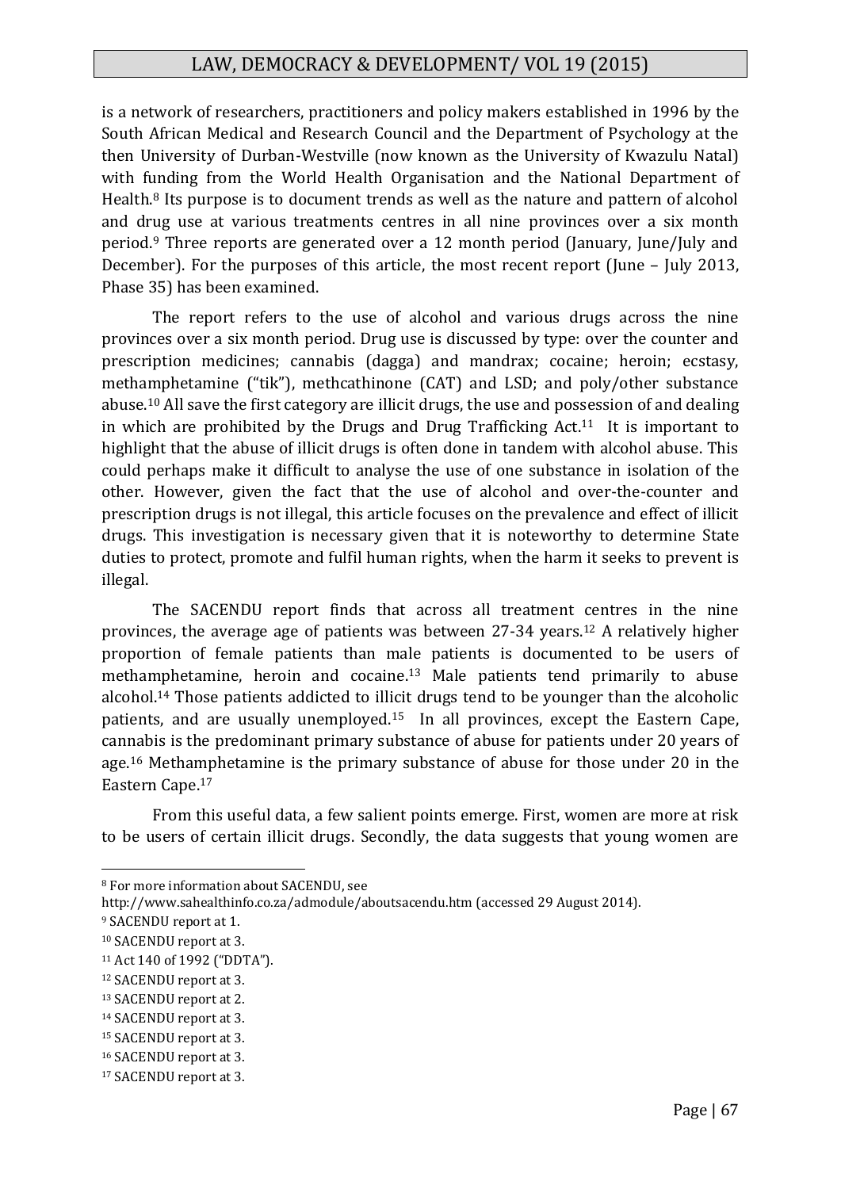is a network of researchers, practitioners and policy makers established in 1996 by the South African Medical and Research Council and the Department of Psychology at the then University of Durban-Westville (now known as the University of Kwazulu Natal) with funding from the World Health Organisation and the National Department of Health.[8] Its purpose is to document trends as well as the nature and pattern of alcohol and drug use at various treatments centres in all nine provinces over a six month period.[9] Three reports are generated over a 12 month period (January, June/July and December). For the purposes of this article, the most recent report (June – July 2013, Phase 35) has been examined.

The report refers to the use of alcohol and various drugs across the nine provinces over a six month period. Drug use is discussed by type: over the counter and prescription medicines; cannabis (dagga) and mandrax; cocaine; heroin; ecstasy, methamphetamine ("tik"), methcathinone (CAT) and LSD; and poly/other substance abuse.[10] All save the first category are illicit drugs, the use and possession of and dealing in which are prohibited by the Drugs and Drug Trafficking Act.[11] It is important to highlight that the abuse of illicit drugs is often done in tandem with alcohol abuse. This could perhaps make it difficult to analyse the use of one substance in isolation of the other. However, given the fact that the use of alcohol and over-the-counter and prescription drugs is not illegal, this article focuses on the prevalence and effect of illicit drugs. This investigation is necessary given that it is noteworthy to determine State duties to protect, promote and fulfil human rights, when the harm it seeks to prevent is illegal.

The SACENDU report finds that across all treatment centres in the nine provinces, the average age of patients was between 27-34 years.[12] A relatively higher proportion of female patients than male patients is documented to be users of methamphetamine, heroin and cocaine.[13] Male patients tend primarily to abuse alcohol.[14] Those patients addicted to illicit drugs tend to be younger than the alcoholic patients, and are usually unemployed.[15] In all provinces, except the Eastern Cape, cannabis is the predominant primary substance of abuse for patients under 20 years of age.[16] Methamphetamine is the primary substance of abuse for those under 20 in the Eastern Cape.[17]

From this useful data, a few salient points emerge. First, women are more at risk to be users of certain illicit drugs. Secondly, the data suggests that young women are

---

[8] For more information about SACENDU, see http://www.sahealthinfo.co.za/admodule/aboutsacendu.htm (accessed 29 August 2014).

[9] SACENDU report at 1.

[10] SACENDU report at 3.

[11] Act 140 of 1992 ("DDTA").

[12] SACENDU report at 3.

[13] SACENDU report at 2.

[14] SACENDU report at 3.

[15] SACENDU report at 3.

[16] SACENDU report at 3.

[17] SACENDU report at 3.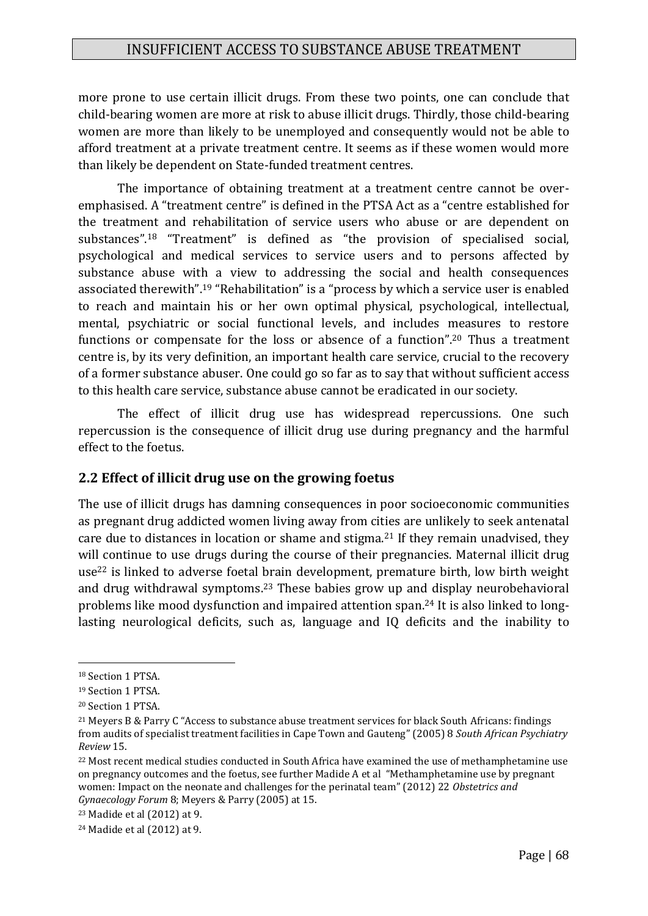more prone to use certain illicit drugs. From these two points, one can conclude that child-bearing women are more at risk to abuse illicit drugs. Thirdly, those child-bearing women are more than likely to be unemployed and consequently would not be able to afford treatment at a private treatment centre. It seems as if these women would more than likely be dependent on State-funded treatment centres.

The importance of obtaining treatment at a treatment centre cannot be over-emphasised. A "treatment centre" is defined in the PTSA Act as a "centre established for the treatment and rehabilitation of service users who abuse or are dependent on substances".[18] "Treatment" is defined as "the provision of specialised social, psychological and medical services to service users and to persons affected by substance abuse with a view to addressing the social and health consequences associated therewith".[19] "Rehabilitation" is a "process by which a service user is enabled to reach and maintain his or her own optimal physical, psychological, intellectual, mental, psychiatric or social functional levels, and includes measures to restore functions or compensate for the loss or absence of a function".[20] Thus a treatment centre is, by its very definition, an important health care service, crucial to the recovery of a former substance abuser. One could go so far as to say that without sufficient access to this health care service, substance abuse cannot be eradicated in our society.

The effect of illicit drug use has widespread repercussions. One such repercussion is the consequence of illicit drug use during pregnancy and the harmful effect to the foetus.

## 2.2 Effect of illicit drug use on the growing foetus

The use of illicit drugs has damning consequences in poor socioeconomic communities as pregnant drug addicted women living away from cities are unlikely to seek antenatal care due to distances in location or shame and stigma.[21] If they remain unadvised, they will continue to use drugs during the course of their pregnancies. Maternal illicit drug use[22] is linked to adverse foetal brain development, premature birth, low birth weight and drug withdrawal symptoms.[23] These babies grow up and display neurobehavioral problems like mood dysfunction and impaired attention span.[24] It is also linked to long-lasting neurological deficits, such as, language and IQ deficits and the inability to

---

[18] Section 1 PTSA.

[19] Section 1 PTSA.

[20] Section 1 PTSA.

[21] Meyers B & Parry C "Access to substance abuse treatment services for black South Africans: findings from audits of specialist treatment facilities in Cape Town and Gauteng" (2005) 8 *South African Psychiatry Review* 15.

[22] Most recent medical studies conducted in South Africa have examined the use of methamphetamine use on pregnancy outcomes and the foetus, see further Madide A et al "Methamphetamine use by pregnant women: Impact on the neonate and challenges for the perinatal team" (2012) 22 *Obstetrics and Gynaecology Forum* 8; Meyers & Parry (2005) at 15.

[23] Madide et al (2012) at 9.

[24] Madide et al (2012) at 9.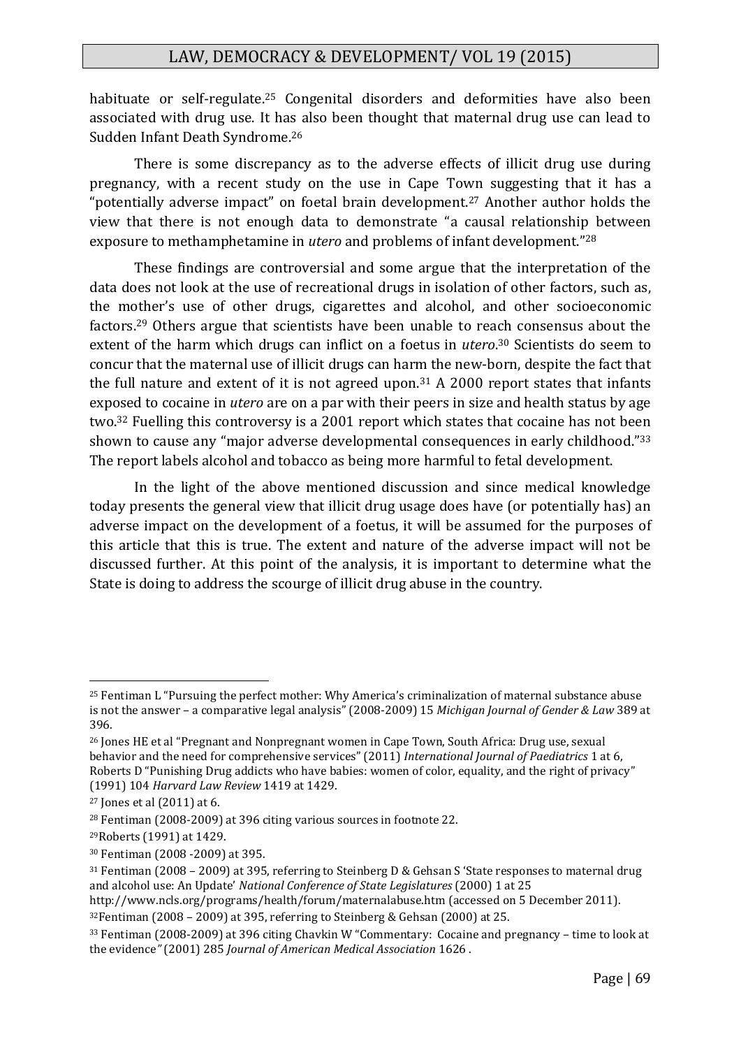habituate or self-regulate.[25] Congenital disorders and deformities have also been associated with drug use. It has also been thought that maternal drug use can lead to Sudden Infant Death Syndrome.[26]

There is some discrepancy as to the adverse effects of illicit drug use during pregnancy, with a recent study on the use in Cape Town suggesting that it has a "potentially adverse impact" on foetal brain development.[27] Another author holds the view that there is not enough data to demonstrate "a causal relationship between exposure to methamphetamine in *utero* and problems of infant development."[28]

These findings are controversial and some argue that the interpretation of the data does not look at the use of recreational drugs in isolation of other factors, such as, the mother's use of other drugs, cigarettes and alcohol, and other socioeconomic factors.[29] Others argue that scientists have been unable to reach consensus about the extent of the harm which drugs can inflict on a foetus in *utero*.[30] Scientists do seem to concur that the maternal use of illicit drugs can harm the new-born, despite the fact that the full nature and extent of it is not agreed upon.[31] A 2000 report states that infants exposed to cocaine in *utero* are on a par with their peers in size and health status by age two.[32] Fuelling this controversy is a 2001 report which states that cocaine has not been shown to cause any "major adverse developmental consequences in early childhood."[33] The report labels alcohol and tobacco as being more harmful to fetal development.

In the light of the above mentioned discussion and since medical knowledge today presents the general view that illicit drug usage does have (or potentially has) an adverse impact on the development of a foetus, it will be assumed for the purposes of this article that this is true. The extent and nature of the adverse impact will not be discussed further. At this point of the analysis, it is important to determine what the State is doing to address the scourge of illicit drug abuse in the country.

---

[25] Fentiman L "Pursuing the perfect mother: Why America's criminalization of maternal substance abuse is not the answer – a comparative legal analysis" (2008-2009) 15 *Michigan Journal of Gender & Law* 389 at 396.

[26] Jones HE et al "Pregnant and Nonpregnant women in Cape Town, South Africa: Drug use, sexual behavior and the need for comprehensive services" (2011) *International Journal of Paediatrics* 1 at 6, Roberts D "Punishing Drug addicts who have babies: women of color, equality, and the right of privacy" (1991) 104 *Harvard Law Review* 1419 at 1429.

[27] Jones et al (2011) at 6.

[28] Fentiman (2008-2009) at 396 citing various sources in footnote 22.

[29] Roberts (1991) at 1429.

[30] Fentiman (2008 -2009) at 395.

[31] Fentiman (2008 – 2009) at 395, referring to Steinberg D & Gehsan S 'State responses to maternal drug and alcohol use: An Update' *National Conference of State Legislatures* (2000) 1 at 25 http://www.ncls.org/programs/health/forum/maternalabuse.htm (accessed on 5 December 2011).

[32] Fentiman (2008 – 2009) at 395, referring to Steinberg & Gehsan (2000) at 25.

[33] Fentiman (2008-2009) at 396 citing Chavkin W "Commentary: Cocaine and pregnancy – time to look at the evidence" (2001) 285 *Journal of American Medical Association* 1626 .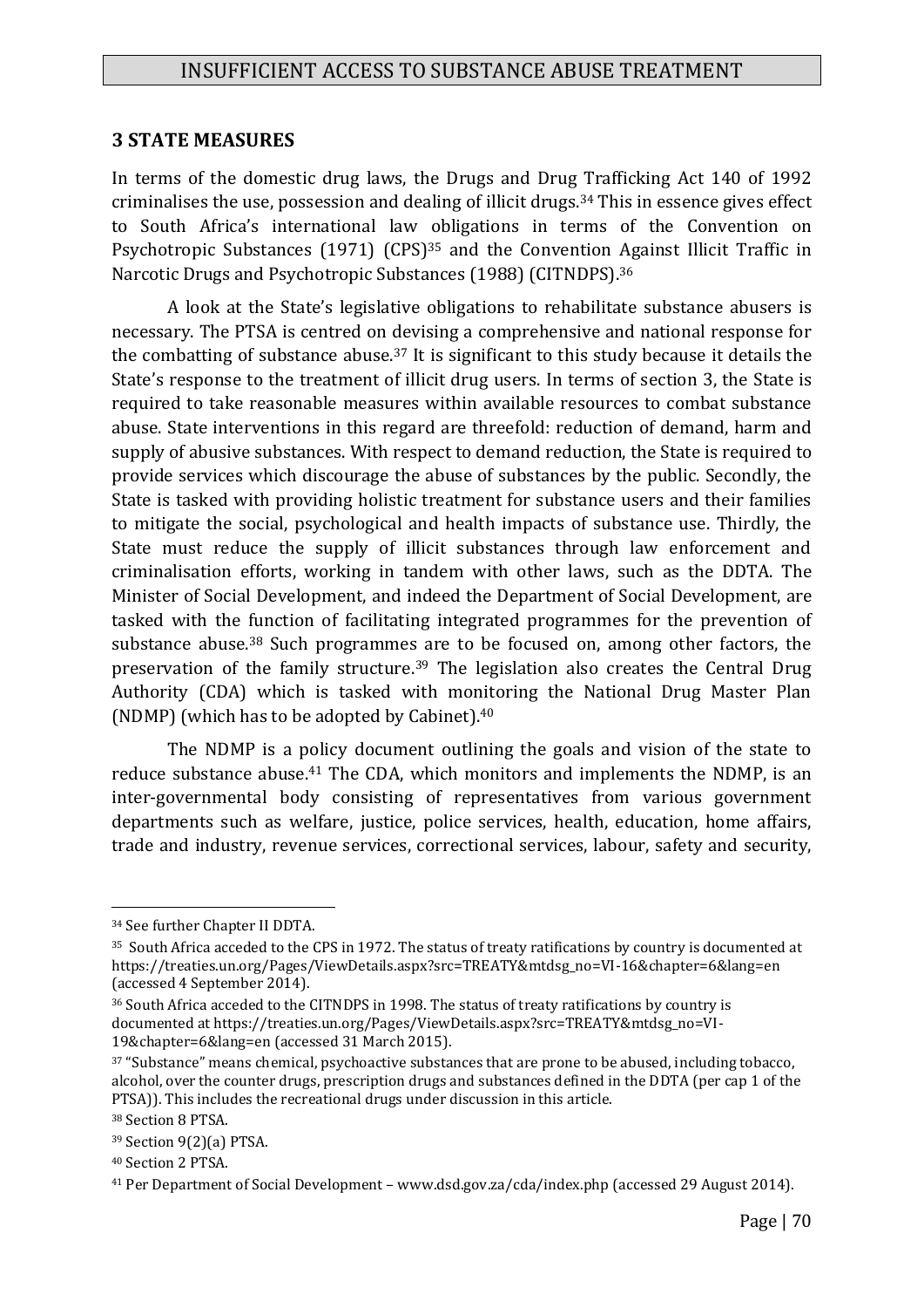## 3 STATE MEASURES

In terms of the domestic drug laws, the Drugs and Drug Trafficking Act 140 of 1992 criminalises the use, possession and dealing of illicit drugs.[34] This in essence gives effect to South Africa's international law obligations in terms of the Convention on Psychotropic Substances (1971) (CPS)[35] and the Convention Against Illicit Traffic in Narcotic Drugs and Psychotropic Substances (1988) (CITNDPS).[36]

A look at the State's legislative obligations to rehabilitate substance abusers is necessary. The PTSA is centred on devising a comprehensive and national response for the combatting of substance abuse.[37] It is significant to this study because it details the State's response to the treatment of illicit drug users. In terms of section 3, the State is required to take reasonable measures within available resources to combat substance abuse. State interventions in this regard are threefold: reduction of demand, harm and supply of abusive substances. With respect to demand reduction, the State is required to provide services which discourage the abuse of substances by the public. Secondly, the State is tasked with providing holistic treatment for substance users and their families to mitigate the social, psychological and health impacts of substance use. Thirdly, the State must reduce the supply of illicit substances through law enforcement and criminalisation efforts, working in tandem with other laws, such as the DDTA. The Minister of Social Development, and indeed the Department of Social Development, are tasked with the function of facilitating integrated programmes for the prevention of substance abuse.[38] Such programmes are to be focused on, among other factors, the preservation of the family structure.[39] The legislation also creates the Central Drug Authority (CDA) which is tasked with monitoring the National Drug Master Plan (NDMP) (which has to be adopted by Cabinet).[40]

The NDMP is a policy document outlining the goals and vision of the state to reduce substance abuse.[41] The CDA, which monitors and implements the NDMP, is an inter-governmental body consisting of representatives from various government departments such as welfare, justice, police services, health, education, home affairs, trade and industry, revenue services, correctional services, labour, safety and security,

---

[34] See further Chapter II DDTA.

[35] South Africa acceded to the CPS in 1972. The status of treaty ratifications by country is documented at https://treaties.un.org/Pages/ViewDetails.aspx?src=TREATY&mtdsg_no=VI-16&chapter=6&lang=en (accessed 4 September 2014).

[36] South Africa acceded to the CITNDPS in 1998. The status of treaty ratifications by country is documented at https://treaties.un.org/Pages/ViewDetails.aspx?src=TREATY&mtdsg_no=VI-19&chapter=6&lang=en (accessed 31 March 2015).

[37] "Substance" means chemical, psychoactive substances that are prone to be abused, including tobacco, alcohol, over the counter drugs, prescription drugs and substances defined in the DDTA (per cap 1 of the PTSA)). This includes the recreational drugs under discussion in this article.

[38] Section 8 PTSA.

[39] Section 9(2)(a) PTSA.

[40] Section 2 PTSA.

[41] Per Department of Social Development – www.dsd.gov.za/cda/index.php (accessed 29 August 2014).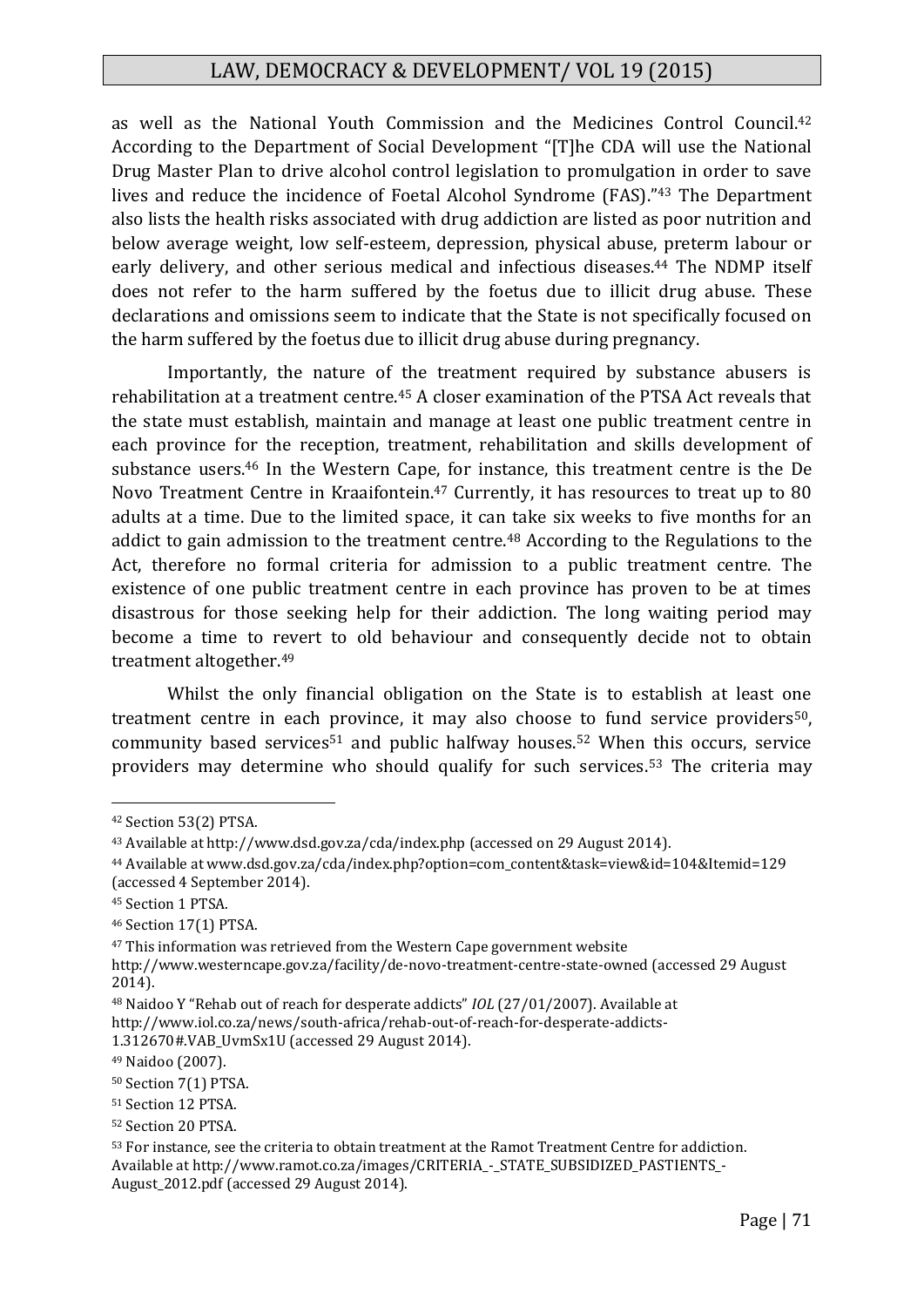as well as the National Youth Commission and the Medicines Control Council.[42] According to the Department of Social Development "[T]he CDA will use the National Drug Master Plan to drive alcohol control legislation to promulgation in order to save lives and reduce the incidence of Foetal Alcohol Syndrome (FAS)."[43] The Department also lists the health risks associated with drug addiction are listed as poor nutrition and below average weight, low self-esteem, depression, physical abuse, preterm labour or early delivery, and other serious medical and infectious diseases.[44] The NDMP itself does not refer to the harm suffered by the foetus due to illicit drug abuse. These declarations and omissions seem to indicate that the State is not specifically focused on the harm suffered by the foetus due to illicit drug abuse during pregnancy.

Importantly, the nature of the treatment required by substance abusers is rehabilitation at a treatment centre.[45] A closer examination of the PTSA Act reveals that the state must establish, maintain and manage at least one public treatment centre in each province for the reception, treatment, rehabilitation and skills development of substance users.[46] In the Western Cape, for instance, this treatment centre is the De Novo Treatment Centre in Kraaifontein.[47] Currently, it has resources to treat up to 80 adults at a time. Due to the limited space, it can take six weeks to five months for an addict to gain admission to the treatment centre.[48] According to the Regulations to the Act, therefore no formal criteria for admission to a public treatment centre. The existence of one public treatment centre in each province has proven to be at times disastrous for those seeking help for their addiction. The long waiting period may become a time to revert to old behaviour and consequently decide not to obtain treatment altogether.[49]

Whilst the only financial obligation on the State is to establish at least one treatment centre in each province, it may also choose to fund service providers[50], community based services[51] and public halfway houses.[52] When this occurs, service providers may determine who should qualify for such services.[53] The criteria may

---

[42] Section 53(2) PTSA.

[43] Available at http://www.dsd.gov.za/cda/index.php (accessed on 29 August 2014).

[44] Available at www.dsd.gov.za/cda/index.php?option=com_content&task=view&id=104&Itemid=129 (accessed 4 September 2014).

[45] Section 1 PTSA.

[46] Section 17(1) PTSA.

[47] This information was retrieved from the Western Cape government website http://www.westerncape.gov.za/facility/de-novo-treatment-centre-state-owned (accessed 29 August 2014).

[48] Naidoo Y "Rehab out of reach for desperate addicts" *IOL* (27/01/2007). Available at http://www.iol.co.za/news/south-africa/rehab-out-of-reach-for-desperate-addicts-1.312670#.VAB_UvmSx1U (accessed 29 August 2014).

[49] Naidoo (2007).

[50] Section 7(1) PTSA.

[51] Section 12 PTSA.

[52] Section 20 PTSA.

[53] For instance, see the criteria to obtain treatment at the Ramot Treatment Centre for addiction. Available at http://www.ramot.co.za/images/CRITERIA_-_STATE_SUBSIDIZED_PASTIENTS_-August_2012.pdf (accessed 29 August 2014).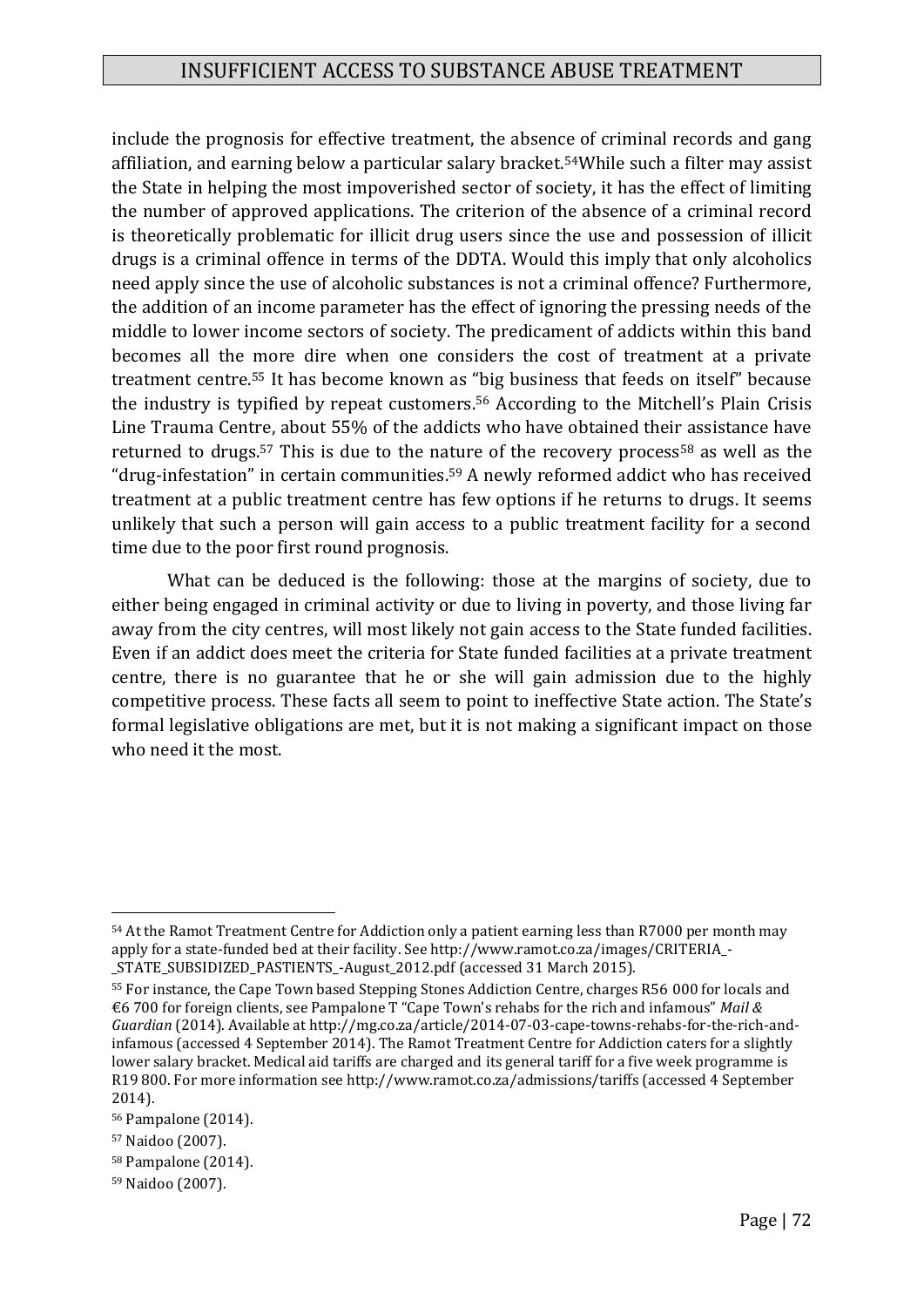include the prognosis for effective treatment, the absence of criminal records and gang affiliation, and earning below a particular salary bracket.[54]While such a filter may assist the State in helping the most impoverished sector of society, it has the effect of limiting the number of approved applications. The criterion of the absence of a criminal record is theoretically problematic for illicit drug users since the use and possession of illicit drugs is a criminal offence in terms of the DDTA. Would this imply that only alcoholics need apply since the use of alcoholic substances is not a criminal offence? Furthermore, the addition of an income parameter has the effect of ignoring the pressing needs of the middle to lower income sectors of society. The predicament of addicts within this band becomes all the more dire when one considers the cost of treatment at a private treatment centre.[55] It has become known as "big business that feeds on itself" because the industry is typified by repeat customers.[56] According to the Mitchell's Plain Crisis Line Trauma Centre, about 55% of the addicts who have obtained their assistance have returned to drugs.[57] This is due to the nature of the recovery process[58] as well as the "drug-infestation" in certain communities.[59] A newly reformed addict who has received treatment at a public treatment centre has few options if he returns to drugs. It seems unlikely that such a person will gain access to a public treatment facility for a second time due to the poor first round prognosis.

What can be deduced is the following: those at the margins of society, due to either being engaged in criminal activity or due to living in poverty, and those living far away from the city centres, will most likely not gain access to the State funded facilities. Even if an addict does meet the criteria for State funded facilities at a private treatment centre, there is no guarantee that he or she will gain admission due to the highly competitive process. These facts all seem to point to ineffective State action. The State's formal legislative obligations are met, but it is not making a significant impact on those who need it the most.

---

[54] At the Ramot Treatment Centre for Addiction only a patient earning less than R7000 per month may apply for a state-funded bed at their facility. See http://www.ramot.co.za/images/CRITERIA_-_STATE_SUBSIDIZED_PASTIENTS_-August_2012.pdf (accessed 31 March 2015).

[55] For instance, the Cape Town based Stepping Stones Addiction Centre, charges R56 000 for locals and €6 700 for foreign clients, see Pampalone T "Cape Town's rehabs for the rich and infamous" *Mail & Guardian* (2014). Available at http://mg.co.za/article/2014-07-03-cape-towns-rehabs-for-the-rich-and-infamous (accessed 4 September 2014). The Ramot Treatment Centre for Addiction caters for a slightly lower salary bracket. Medical aid tariffs are charged and its general tariff for a five week programme is R19 800. For more information see http://www.ramot.co.za/admissions/tariffs (accessed 4 September 2014).

[56] Pampalone (2014).

[57] Naidoo (2007).

[58] Pampalone (2014).

[59] Naidoo (2007).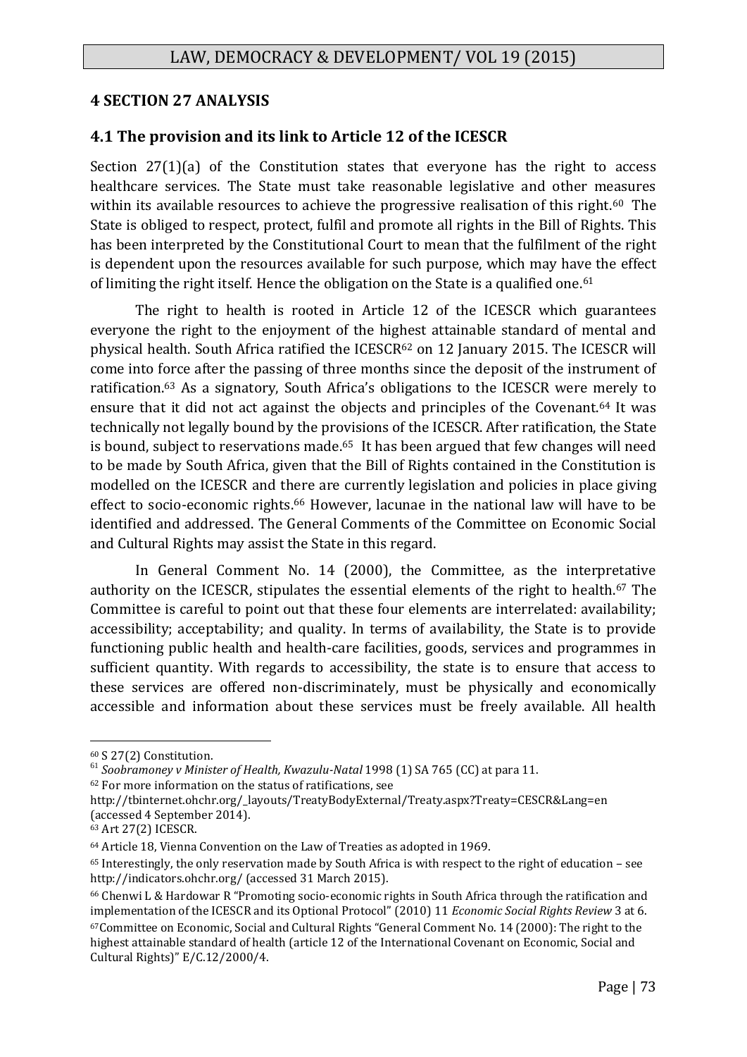## 4 SECTION 27 ANALYSIS

### 4.1 The provision and its link to Article 12 of the ICESCR

Section 27(1)(a) of the Constitution states that everyone has the right to access healthcare services. The State must take reasonable legislative and other measures within its available resources to achieve the progressive realisation of this right.[60] The State is obliged to respect, protect, fulfil and promote all rights in the Bill of Rights. This has been interpreted by the Constitutional Court to mean that the fulfilment of the right is dependent upon the resources available for such purpose, which may have the effect of limiting the right itself. Hence the obligation on the State is a qualified one.[61]

The right to health is rooted in Article 12 of the ICESCR which guarantees everyone the right to the enjoyment of the highest attainable standard of mental and physical health. South Africa ratified the ICESCR[62] on 12 January 2015. The ICESCR will come into force after the passing of three months since the deposit of the instrument of ratification.[63] As a signatory, South Africa's obligations to the ICESCR were merely to ensure that it did not act against the objects and principles of the Covenant.[64] It was technically not legally bound by the provisions of the ICESCR. After ratification, the State is bound, subject to reservations made.[65] It has been argued that few changes will need to be made by South Africa, given that the Bill of Rights contained in the Constitution is modelled on the ICESCR and there are currently legislation and policies in place giving effect to socio-economic rights.[66] However, lacunae in the national law will have to be identified and addressed. The General Comments of the Committee on Economic Social and Cultural Rights may assist the State in this regard.

In General Comment No. 14 (2000), the Committee, as the interpretative authority on the ICESCR, stipulates the essential elements of the right to health.[67] The Committee is careful to point out that these four elements are interrelated: availability; accessibility; acceptability; and quality. In terms of availability, the State is to provide functioning public health and health-care facilities, goods, services and programmes in sufficient quantity. With regards to accessibility, the state is to ensure that access to these services are offered non-discriminately, must be physically and economically accessible and information about these services must be freely available. All health

---

[60] S 27(2) Constitution.

[61] *Soobramoney v Minister of Health, Kwazulu-Natal* 1998 (1) SA 765 (CC) at para 11.

[62] For more information on the status of ratifications, see http://tbinternet.ohchr.org/_layouts/TreatyBodyExternal/Treaty.aspx?Treaty=CESCR&Lang=en (accessed 4 September 2014).

[63] Art 27(2) ICESCR.

[64] Article 18, Vienna Convention on the Law of Treaties as adopted in 1969.

[65] Interestingly, the only reservation made by South Africa is with respect to the right of education – see http://indicators.ohchr.org/ (accessed 31 March 2015).

[66] Chenwi L & Hardowar R "Promoting socio-economic rights in South Africa through the ratification and implementation of the ICESCR and its Optional Protocol" (2010) 11 *Economic Social Rights Review* 3 at 6.

[67] Committee on Economic, Social and Cultural Rights "General Comment No. 14 (2000): The right to the highest attainable standard of health (article 12 of the International Covenant on Economic, Social and Cultural Rights)" E/C.12/2000/4.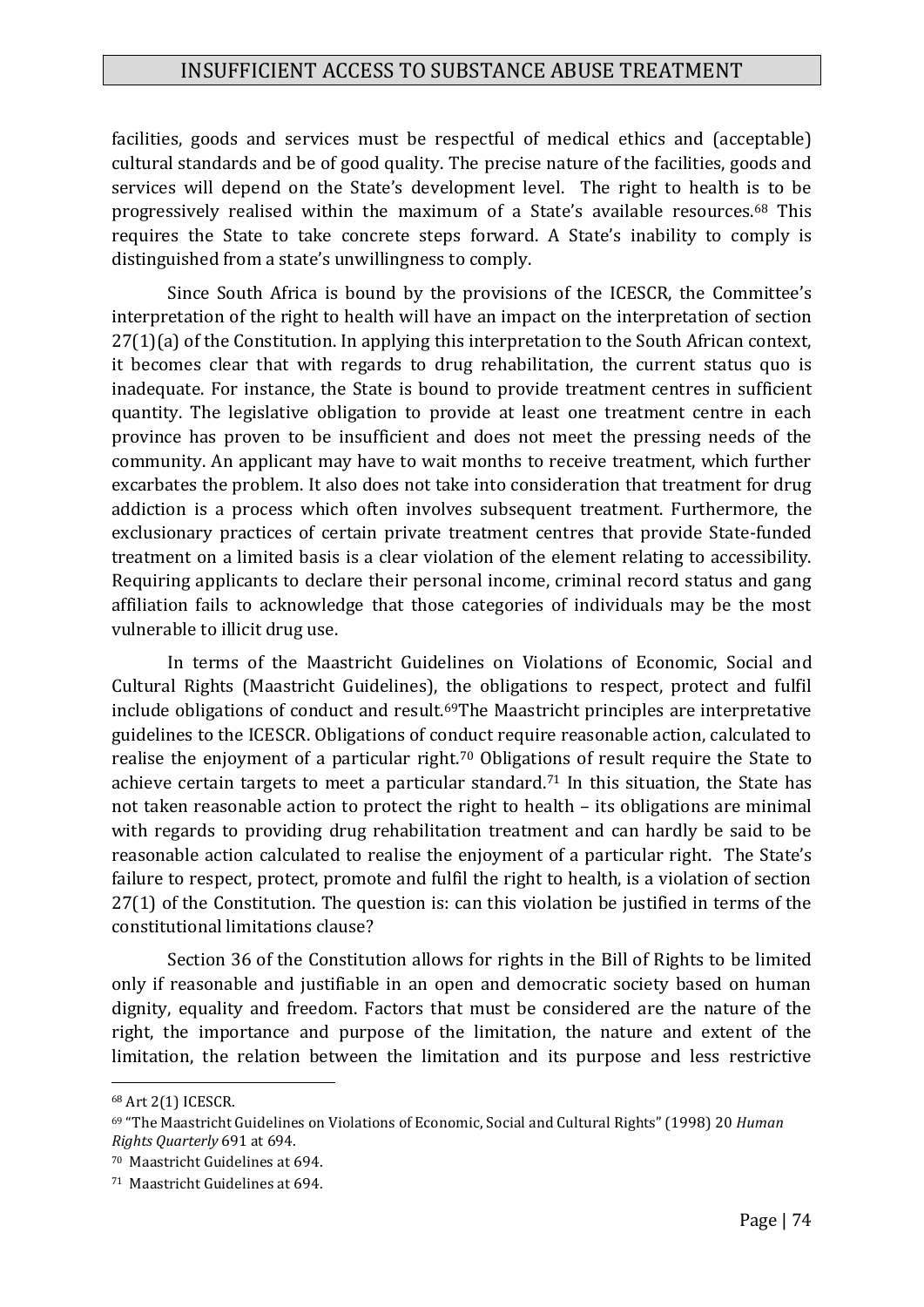facilities, goods and services must be respectful of medical ethics and (acceptable) cultural standards and be of good quality. The precise nature of the facilities, goods and services will depend on the State's development level. The right to health is to be progressively realised within the maximum of a State's available resources.[68] This requires the State to take concrete steps forward. A State's inability to comply is distinguished from a state's unwillingness to comply.

Since South Africa is bound by the provisions of the ICESCR, the Committee's interpretation of the right to health will have an impact on the interpretation of section 27(1)(a) of the Constitution. In applying this interpretation to the South African context, it becomes clear that with regards to drug rehabilitation, the current status quo is inadequate. For instance, the State is bound to provide treatment centres in sufficient quantity. The legislative obligation to provide at least one treatment centre in each province has proven to be insufficient and does not meet the pressing needs of the community. An applicant may have to wait months to receive treatment, which further excarbates the problem. It also does not take into consideration that treatment for drug addiction is a process which often involves subsequent treatment. Furthermore, the exclusionary practices of certain private treatment centres that provide State-funded treatment on a limited basis is a clear violation of the element relating to accessibility. Requiring applicants to declare their personal income, criminal record status and gang affiliation fails to acknowledge that those categories of individuals may be the most vulnerable to illicit drug use.

In terms of the Maastricht Guidelines on Violations of Economic, Social and Cultural Rights (Maastricht Guidelines), the obligations to respect, protect and fulfil include obligations of conduct and result.[69]The Maastricht principles are interpretative guidelines to the ICESCR. Obligations of conduct require reasonable action, calculated to realise the enjoyment of a particular right.[70] Obligations of result require the State to achieve certain targets to meet a particular standard.[71] In this situation, the State has not taken reasonable action to protect the right to health – its obligations are minimal with regards to providing drug rehabilitation treatment and can hardly be said to be reasonable action calculated to realise the enjoyment of a particular right. The State's failure to respect, protect, promote and fulfil the right to health, is a violation of section 27(1) of the Constitution. The question is: can this violation be justified in terms of the constitutional limitations clause?

Section 36 of the Constitution allows for rights in the Bill of Rights to be limited only if reasonable and justifiable in an open and democratic society based on human dignity, equality and freedom. Factors that must be considered are the nature of the right, the importance and purpose of the limitation, the nature and extent of the limitation, the relation between the limitation and its purpose and less restrictive

---

[68] Art 2(1) ICESCR.

[69] "The Maastricht Guidelines on Violations of Economic, Social and Cultural Rights" (1998) 20 *Human Rights Quarterly* 691 at 694.

[70] Maastricht Guidelines at 694.

[71] Maastricht Guidelines at 694.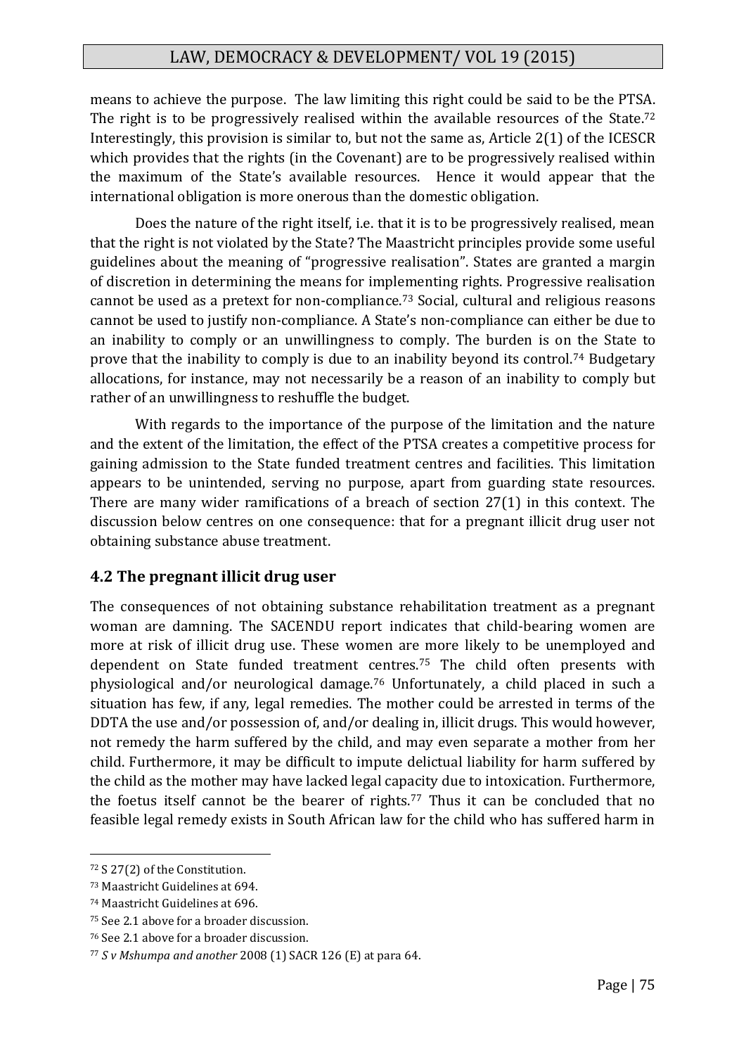means to achieve the purpose. The law limiting this right could be said to be the PTSA. The right is to be progressively realised within the available resources of the State.[72] Interestingly, this provision is similar to, but not the same as, Article 2(1) of the ICESCR which provides that the rights (in the Covenant) are to be progressively realised within the maximum of the State's available resources. Hence it would appear that the international obligation is more onerous than the domestic obligation.

Does the nature of the right itself, i.e. that it is to be progressively realised, mean that the right is not violated by the State? The Maastricht principles provide some useful guidelines about the meaning of "progressive realisation". States are granted a margin of discretion in determining the means for implementing rights. Progressive realisation cannot be used as a pretext for non-compliance.[73] Social, cultural and religious reasons cannot be used to justify non-compliance. A State's non-compliance can either be due to an inability to comply or an unwillingness to comply. The burden is on the State to prove that the inability to comply is due to an inability beyond its control.[74] Budgetary allocations, for instance, may not necessarily be a reason of an inability to comply but rather of an unwillingness to reshuffle the budget.

With regards to the importance of the purpose of the limitation and the nature and the extent of the limitation, the effect of the PTSA creates a competitive process for gaining admission to the State funded treatment centres and facilities. This limitation appears to be unintended, serving no purpose, apart from guarding state resources. There are many wider ramifications of a breach of section 27(1) in this context. The discussion below centres on one consequence: that for a pregnant illicit drug user not obtaining substance abuse treatment.

## 4.2 The pregnant illicit drug user

The consequences of not obtaining substance rehabilitation treatment as a pregnant woman are damning. The SACENDU report indicates that child-bearing women are more at risk of illicit drug use. These women are more likely to be unemployed and dependent on State funded treatment centres.[75] The child often presents with physiological and/or neurological damage.[76] Unfortunately, a child placed in such a situation has few, if any, legal remedies. The mother could be arrested in terms of the DDTA the use and/or possession of, and/or dealing in, illicit drugs. This would however, not remedy the harm suffered by the child, and may even separate a mother from her child. Furthermore, it may be difficult to impute delictual liability for harm suffered by the child as the mother may have lacked legal capacity due to intoxication. Furthermore, the foetus itself cannot be the bearer of rights.[77] Thus it can be concluded that no feasible legal remedy exists in South African law for the child who has suffered harm in

---

[72] S 27(2) of the Constitution.

[73] Maastricht Guidelines at 694.

[74] Maastricht Guidelines at 696.

[75] See 2.1 above for a broader discussion.

[76] See 2.1 above for a broader discussion.

[77] *S v Mshumpa and another* 2008 (1) SACR 126 (E) at para 64.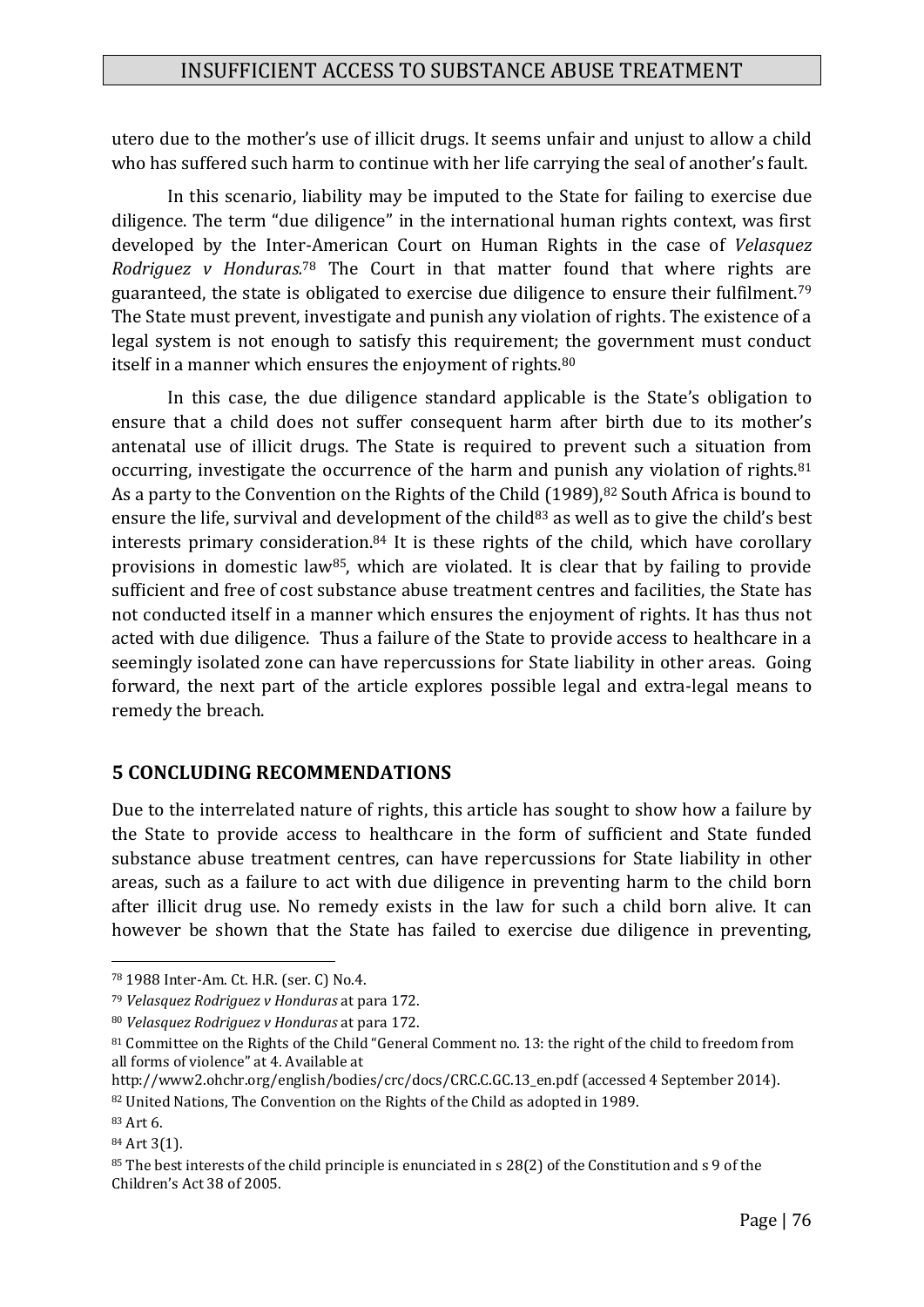utero due to the mother's use of illicit drugs. It seems unfair and unjust to allow a child who has suffered such harm to continue with her life carrying the seal of another's fault.

In this scenario, liability may be imputed to the State for failing to exercise due diligence. The term "due diligence" in the international human rights context, was first developed by the Inter-American Court on Human Rights in the case of *Velasquez Rodriguez v Honduras*.[78] The Court in that matter found that where rights are guaranteed, the state is obligated to exercise due diligence to ensure their fulfilment.[79] The State must prevent, investigate and punish any violation of rights. The existence of a legal system is not enough to satisfy this requirement; the government must conduct itself in a manner which ensures the enjoyment of rights.[80]

In this case, the due diligence standard applicable is the State's obligation to ensure that a child does not suffer consequent harm after birth due to its mother's antenatal use of illicit drugs. The State is required to prevent such a situation from occurring, investigate the occurrence of the harm and punish any violation of rights.[81] As a party to the Convention on the Rights of the Child (1989),[82] South Africa is bound to ensure the life, survival and development of the child[83] as well as to give the child's best interests primary consideration.[84] It is these rights of the child, which have corollary provisions in domestic law[85], which are violated. It is clear that by failing to provide sufficient and free of cost substance abuse treatment centres and facilities, the State has not conducted itself in a manner which ensures the enjoyment of rights. It has thus not acted with due diligence. Thus a failure of the State to provide access to healthcare in a seemingly isolated zone can have repercussions for State liability in other areas. Going forward, the next part of the article explores possible legal and extra-legal means to remedy the breach.

## 5 CONCLUDING RECOMMENDATIONS

Due to the interrelated nature of rights, this article has sought to show how a failure by the State to provide access to healthcare in the form of sufficient and State funded substance abuse treatment centres, can have repercussions for State liability in other areas, such as a failure to act with due diligence in preventing harm to the child born after illicit drug use. No remedy exists in the law for such a child born alive. It can however be shown that the State has failed to exercise due diligence in preventing,

---

[78] 1988 Inter-Am. Ct. H.R. (ser. C) No.4.

[79] *Velasquez Rodriguez v Honduras* at para 172.

[80] *Velasquez Rodriguez v Honduras* at para 172.

[81] Committee on the Rights of the Child "General Comment no. 13: the right of the child to freedom from all forms of violence" at 4. Available at http://www2.ohchr.org/english/bodies/crc/docs/CRC.C.GC.13_en.pdf (accessed 4 September 2014).

[82] United Nations, The Convention on the Rights of the Child as adopted in 1989.

[83] Art 6.

[84] Art 3(1).

[85] The best interests of the child principle is enunciated in s 28(2) of the Constitution and s 9 of the Children's Act 38 of 2005.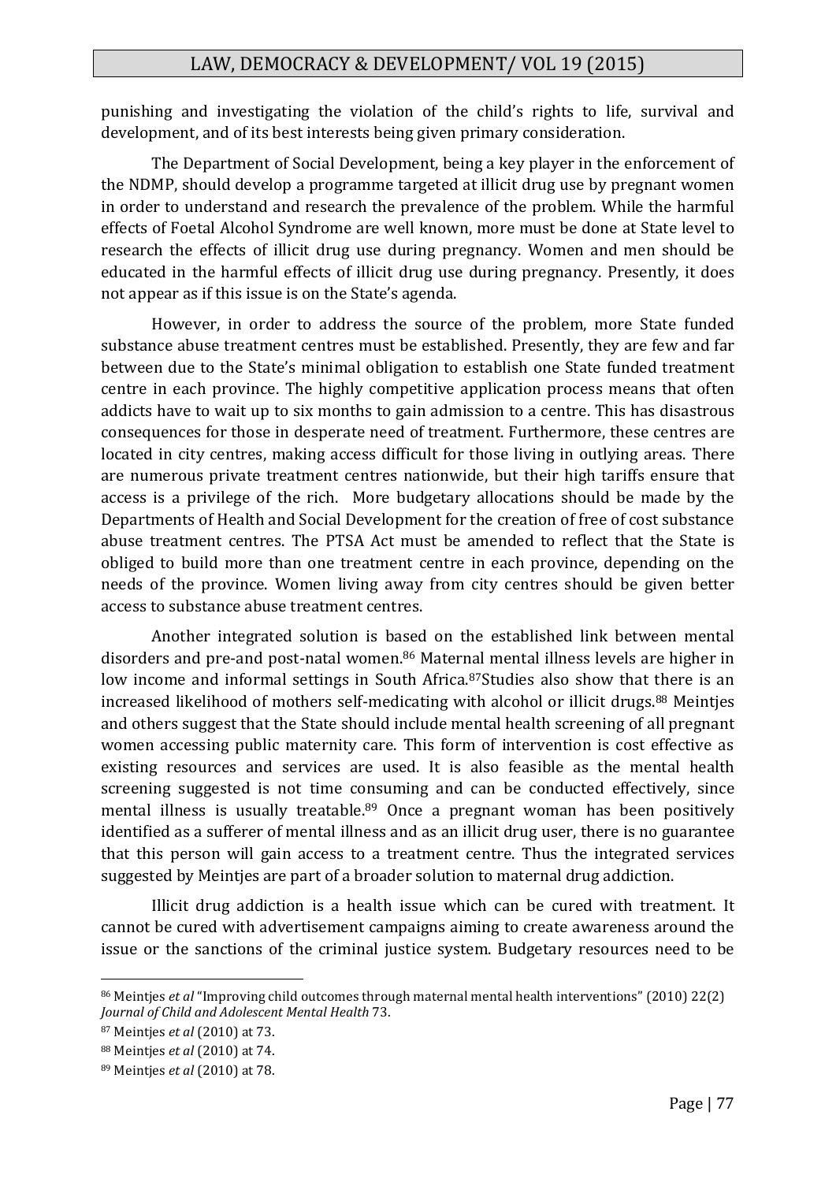punishing and investigating the violation of the child's rights to life, survival and development, and of its best interests being given primary consideration.

The Department of Social Development, being a key player in the enforcement of the NDMP, should develop a programme targeted at illicit drug use by pregnant women in order to understand and research the prevalence of the problem. While the harmful effects of Foetal Alcohol Syndrome are well known, more must be done at State level to research the effects of illicit drug use during pregnancy. Women and men should be educated in the harmful effects of illicit drug use during pregnancy. Presently, it does not appear as if this issue is on the State's agenda.

However, in order to address the source of the problem, more State funded substance abuse treatment centres must be established. Presently, they are few and far between due to the State's minimal obligation to establish one State funded treatment centre in each province. The highly competitive application process means that often addicts have to wait up to six months to gain admission to a centre. This has disastrous consequences for those in desperate need of treatment. Furthermore, these centres are located in city centres, making access difficult for those living in outlying areas. There are numerous private treatment centres nationwide, but their high tariffs ensure that access is a privilege of the rich. More budgetary allocations should be made by the Departments of Health and Social Development for the creation of free of cost substance abuse treatment centres. The PTSA Act must be amended to reflect that the State is obliged to build more than one treatment centre in each province, depending on the needs of the province. Women living away from city centres should be given better access to substance abuse treatment centres.

Another integrated solution is based on the established link between mental disorders and pre-and post-natal women.[86] Maternal mental illness levels are higher in low income and informal settings in South Africa.[87]Studies also show that there is an increased likelihood of mothers self-medicating with alcohol or illicit drugs.[88] Meintjes and others suggest that the State should include mental health screening of all pregnant women accessing public maternity care. This form of intervention is cost effective as existing resources and services are used. It is also feasible as the mental health screening suggested is not time consuming and can be conducted effectively, since mental illness is usually treatable.[89] Once a pregnant woman has been positively identified as a sufferer of mental illness and as an illicit drug user, there is no guarantee that this person will gain access to a treatment centre. Thus the integrated services suggested by Meintjes are part of a broader solution to maternal drug addiction.

Illicit drug addiction is a health issue which can be cured with treatment. It cannot be cured with advertisement campaigns aiming to create awareness around the issue or the sanctions of the criminal justice system. Budgetary resources need to be

---

[86] Meintjes *et al* "Improving child outcomes through maternal mental health interventions" (2010) 22(2) *Journal of Child and Adolescent Mental Health* 73.

[87] Meintjes *et al* (2010) at 73.

[88] Meintjes *et al* (2010) at 74.

[89] Meintjes *et al* (2010) at 78.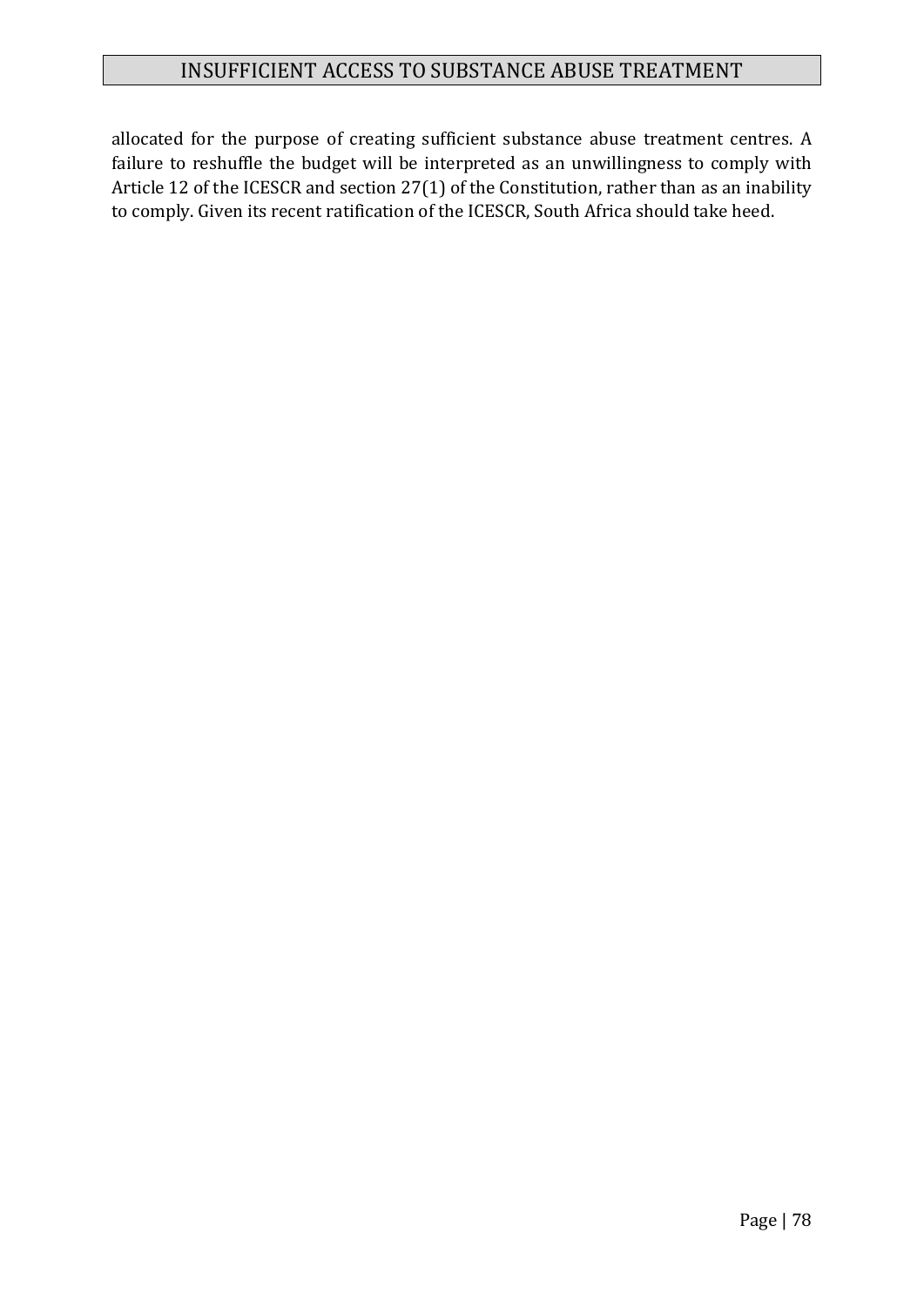allocated for the purpose of creating sufficient substance abuse treatment centres. A failure to reshuffle the budget will be interpreted as an unwillingness to comply with Article 12 of the ICESCR and section 27(1) of the Constitution, rather than as an inability to comply. Given its recent ratification of the ICESCR, South Africa should take heed.